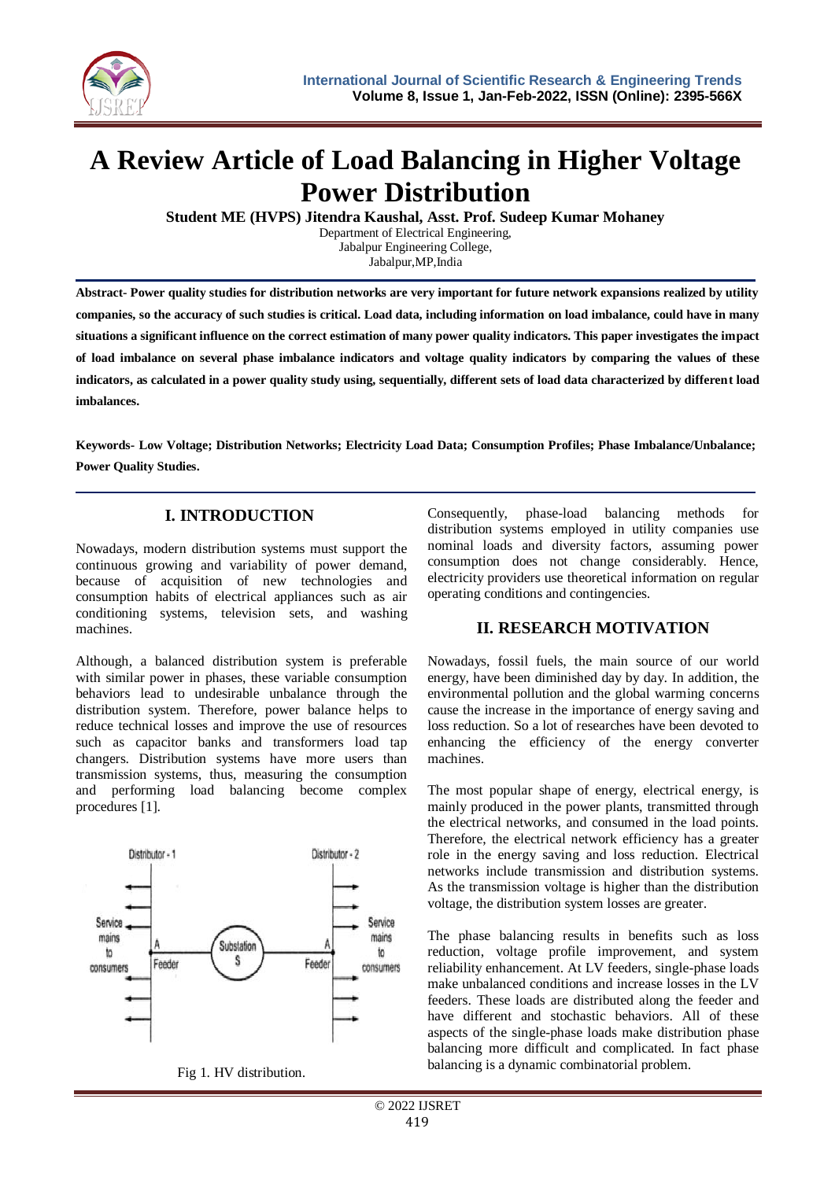# A Review Article of Load Balancing in Higher Voltage Power Distribution

**Student ME (HVPS) Jitendra Kaushal, Asst. Prof. Sudeep Kumar Mohaney**

Department of Electrical Engineering,
Jabalpur Engineering College,
Jabalpur,MP,India

**Abstract- Power quality studies for distribution networks are very important for future network expansions realized by utility companies, so the accuracy of such studies is critical. Load data, including information on load imbalance, could have in many situations a significant influence on the correct estimation of many power quality indicators. This paper investigates the impact of load imbalance on several phase imbalance indicators and voltage quality indicators by comparing the values of these indicators, as calculated in a power quality study using, sequentially, different sets of load data characterized by different load imbalances.**

**Keywords- Low Voltage; Distribution Networks; Electricity Load Data; Consumption Profiles; Phase Imbalance/Unbalance; Power Quality Studies.**

## I. INTRODUCTION

Nowadays, modern distribution systems must support the continuous growing and variability of power demand, because of acquisition of new technologies and consumption habits of electrical appliances such as air conditioning systems, television sets, and washing machines.

Although, a balanced distribution system is preferable with similar power in phases, these variable consumption behaviors lead to undesirable unbalance through the distribution system. Therefore, power balance helps to reduce technical losses and improve the use of resources such as capacitor banks and transformers load tap changers. Distribution systems have more users than transmission systems, thus, measuring the consumption and performing load balancing become complex procedures [1].

Fig 1. HV distribution.

Consequently, phase-load balancing methods for distribution systems employed in utility companies use nominal loads and diversity factors, assuming power consumption does not change considerably. Hence, electricity providers use theoretical information on regular operating conditions and contingencies.

## II. RESEARCH MOTIVATION

Nowadays, fossil fuels, the main source of our world energy, have been diminished day by day. In addition, the environmental pollution and the global warming concerns cause the increase in the importance of energy saving and loss reduction. So a lot of researches have been devoted to enhancing the efficiency of the energy converter machines.

The most popular shape of energy, electrical energy, is mainly produced in the power plants, transmitted through the electrical networks, and consumed in the load points. Therefore, the electrical network efficiency has a greater role in the energy saving and loss reduction. Electrical networks include transmission and distribution systems. As the transmission voltage is higher than the distribution voltage, the distribution system losses are greater.

The phase balancing results in benefits such as loss reduction, voltage profile improvement, and system reliability enhancement. At LV feeders, single-phase loads make unbalanced conditions and increase losses in the LV feeders. These loads are distributed along the feeder and have different and stochastic behaviors. All of these aspects of the single-phase loads make distribution phase balancing more difficult and complicated. In fact phase balancing is a dynamic combinatorial problem.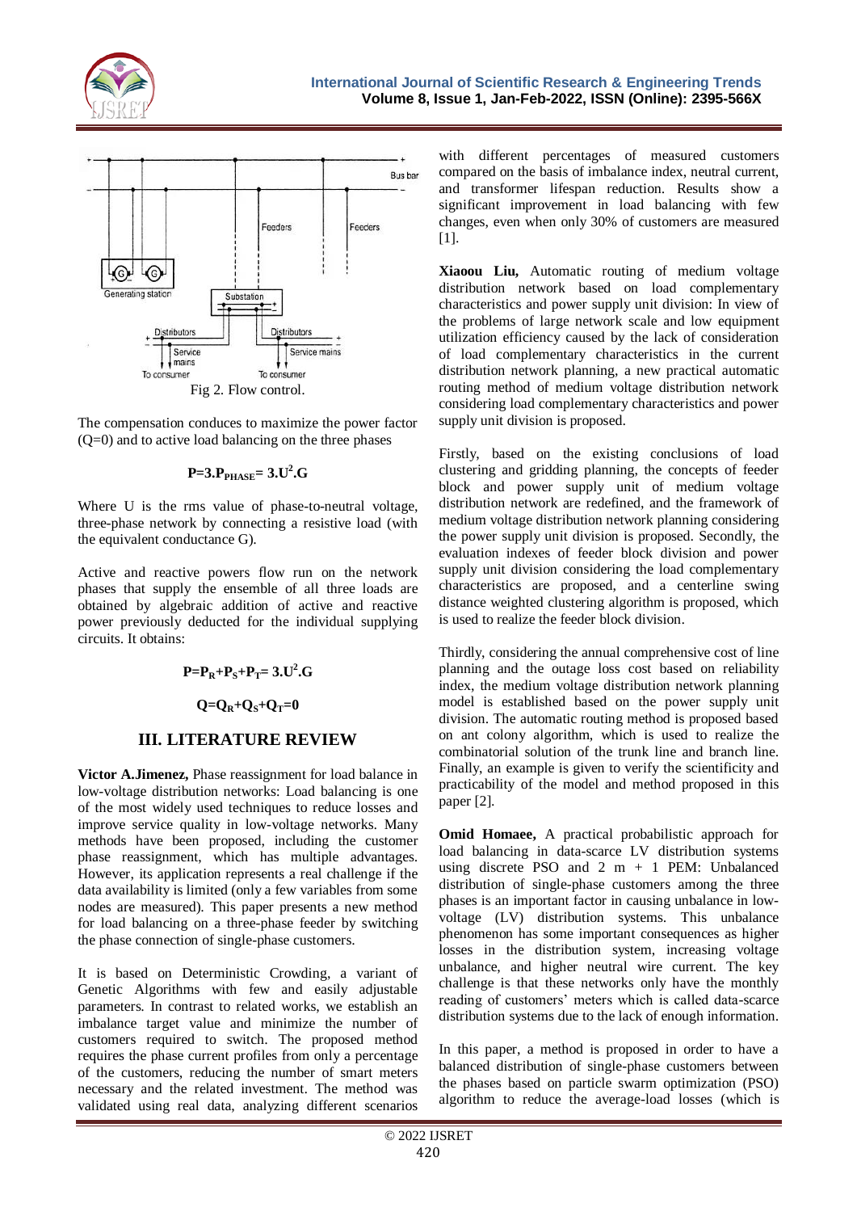Fig 2. Flow control.

The compensation conduces to maximize the power factor (Q=0) and to active load balancing on the three phases

$$P=3.P_{PHASE}= 3.U^2.G$$

Where U is the rms value of phase-to-neutral voltage, three-phase network by connecting a resistive load (with the equivalent conductance G).

Active and reactive powers flow run on the network phases that supply the ensemble of all three loads are obtained by algebraic addition of active and reactive power previously deducted for the individual supplying circuits. It obtains:

$$P=P_R+P_S+P_T= 3.U^2.G$$

$$Q=Q_R+Q_S+Q_T=0$$

## III. LITERATURE REVIEW

**Victor A.Jimenez,** Phase reassignment for load balance in low-voltage distribution networks: Load balancing is one of the most widely used techniques to reduce losses and improve service quality in low-voltage networks. Many methods have been proposed, including the customer phase reassignment, which has multiple advantages. However, its application represents a real challenge if the data availability is limited (only a few variables from some nodes are measured). This paper presents a new method for load balancing on a three-phase feeder by switching the phase connection of single-phase customers.

It is based on Deterministic Crowding, a variant of Genetic Algorithms with few and easily adjustable parameters. In contrast to related works, we establish an imbalance target value and minimize the number of customers required to switch. The proposed method requires the phase current profiles from only a percentage of the customers, reducing the number of smart meters necessary and the related investment. The method was validated using real data, analyzing different scenarios with different percentages of measured customers compared on the basis of imbalance index, neutral current, and transformer lifespan reduction. Results show a significant improvement in load balancing with few changes, even when only 30% of customers are measured [1].

**Xiaoou Liu,** Automatic routing of medium voltage distribution network based on load complementary characteristics and power supply unit division: In view of the problems of large network scale and low equipment utilization efficiency caused by the lack of consideration of load complementary characteristics in the current distribution network planning, a new practical automatic routing method of medium voltage distribution network considering load complementary characteristics and power supply unit division is proposed.

Firstly, based on the existing conclusions of load clustering and gridding planning, the concepts of feeder block and power supply unit of medium voltage distribution network are redefined, and the framework of medium voltage distribution network planning considering the power supply unit division is proposed. Secondly, the evaluation indexes of feeder block division and power supply unit division considering the load complementary characteristics are proposed, and a centerline swing distance weighted clustering algorithm is proposed, which is used to realize the feeder block division.

Thirdly, considering the annual comprehensive cost of line planning and the outage loss cost based on reliability index, the medium voltage distribution network planning model is established based on the power supply unit division. The automatic routing method is proposed based on ant colony algorithm, which is used to realize the combinatorial solution of the trunk line and branch line. Finally, an example is given to verify the scientificity and practicability of the model and method proposed in this paper [2].

**Omid Homaee,** A practical probabilistic approach for load balancing in data-scarce LV distribution systems using discrete PSO and 2 m + 1 PEM: Unbalanced distribution of single-phase customers among the three phases is an important factor in causing unbalance in low-voltage (LV) distribution systems. This unbalance phenomenon has some important consequences as higher losses in the distribution system, increasing voltage unbalance, and higher neutral wire current. The key challenge is that these networks only have the monthly reading of customers' meters which is called data-scarce distribution systems due to the lack of enough information.

In this paper, a method is proposed in order to have a balanced distribution of single-phase customers between the phases based on particle swarm optimization (PSO) algorithm to reduce the average-load losses (which is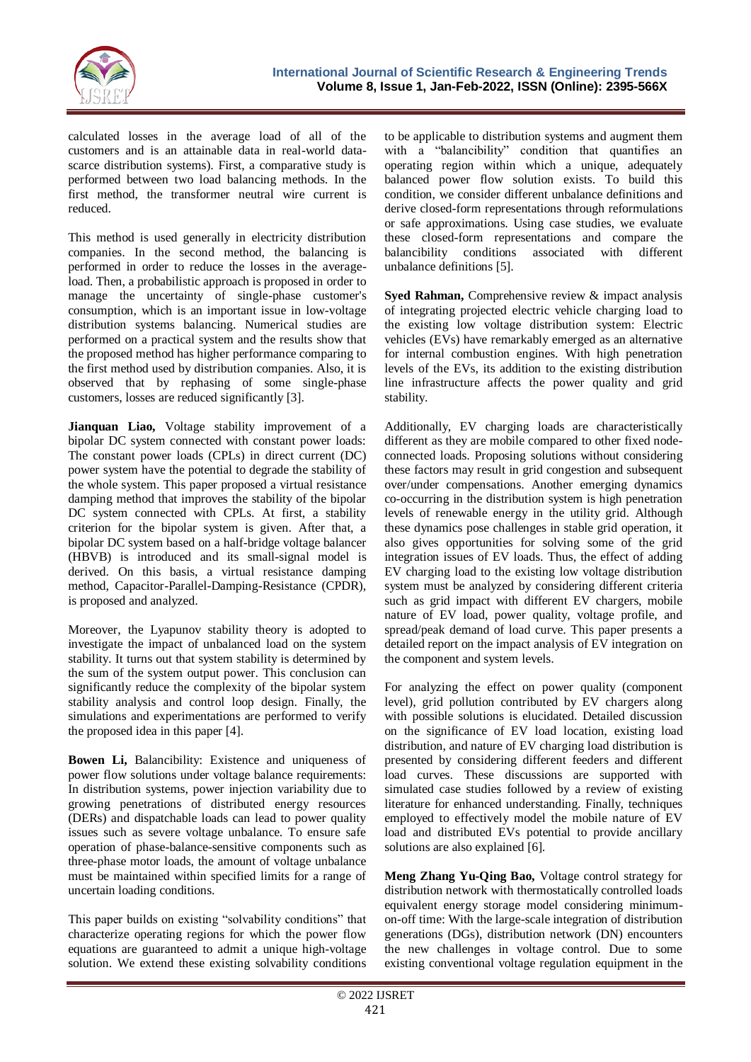calculated losses in the average load of all of the customers and is an attainable data in real-world data-scarce distribution systems). First, a comparative study is performed between two load balancing methods. In the first method, the transformer neutral wire current is reduced.

This method is used generally in electricity distribution companies. In the second method, the balancing is performed in order to reduce the losses in the average-load. Then, a probabilistic approach is proposed in order to manage the uncertainty of single-phase customer's consumption, which is an important issue in low-voltage distribution systems balancing. Numerical studies are performed on a practical system and the results show that the proposed method has higher performance comparing to the first method used by distribution companies. Also, it is observed that by rephasing of some single-phase customers, losses are reduced significantly [3].

**Jianquan Liao,** Voltage stability improvement of a bipolar DC system connected with constant power loads: The constant power loads (CPLs) in direct current (DC) power system have the potential to degrade the stability of the whole system. This paper proposed a virtual resistance damping method that improves the stability of the bipolar DC system connected with CPLs. At first, a stability criterion for the bipolar system is given. After that, a bipolar DC system based on a half-bridge voltage balancer (HBVB) is introduced and its small-signal model is derived. On this basis, a virtual resistance damping method, Capacitor-Parallel-Damping-Resistance (CPDR), is proposed and analyzed.

Moreover, the Lyapunov stability theory is adopted to investigate the impact of unbalanced load on the system stability. It turns out that system stability is determined by the sum of the system output power. This conclusion can significantly reduce the complexity of the bipolar system stability analysis and control loop design. Finally, the simulations and experimentations are performed to verify the proposed idea in this paper [4].

**Bowen Li,** Balancibility: Existence and uniqueness of power flow solutions under voltage balance requirements: In distribution systems, power injection variability due to growing penetrations of distributed energy resources (DERs) and dispatchable loads can lead to power quality issues such as severe voltage unbalance. To ensure safe operation of phase-balance-sensitive components such as three-phase motor loads, the amount of voltage unbalance must be maintained within specified limits for a range of uncertain loading conditions.

This paper builds on existing "solvability conditions" that characterize operating regions for which the power flow equations are guaranteed to admit a unique high-voltage solution. We extend these existing solvability conditions to be applicable to distribution systems and augment them with a "balancibility" condition that quantifies an operating region within which a unique, adequately balanced power flow solution exists. To build this condition, we consider different unbalance definitions and derive closed-form representations through reformulations or safe approximations. Using case studies, we evaluate these closed-form representations and compare the balancibility conditions associated with different unbalance definitions [5].

**Syed Rahman,** Comprehensive review & impact analysis of integrating projected electric vehicle charging load to the existing low voltage distribution system: Electric vehicles (EVs) have remarkably emerged as an alternative for internal combustion engines. With high penetration levels of the EVs, its addition to the existing distribution line infrastructure affects the power quality and grid stability.

Additionally, EV charging loads are characteristically different as they are mobile compared to other fixed node-connected loads. Proposing solutions without considering these factors may result in grid congestion and subsequent over/under compensations. Another emerging dynamics co-occurring in the distribution system is high penetration levels of renewable energy in the utility grid. Although these dynamics pose challenges in stable grid operation, it also gives opportunities for solving some of the grid integration issues of EV loads. Thus, the effect of adding EV charging load to the existing low voltage distribution system must be analyzed by considering different criteria such as grid impact with different EV chargers, mobile nature of EV load, power quality, voltage profile, and spread/peak demand of load curve. This paper presents a detailed report on the impact analysis of EV integration on the component and system levels.

For analyzing the effect on power quality (component level), grid pollution contributed by EV chargers along with possible solutions is elucidated. Detailed discussion on the significance of EV load location, existing load distribution, and nature of EV charging load distribution is presented by considering different feeders and different load curves. These discussions are supported with simulated case studies followed by a review of existing literature for enhanced understanding. Finally, techniques employed to effectively model the mobile nature of EV load and distributed EVs potential to provide ancillary solutions are also explained [6].

**Meng Zhang Yu-Qing Bao,** Voltage control strategy for distribution network with thermostatically controlled loads equivalent energy storage model considering minimum-on-off time: With the large-scale integration of distribution generations (DGs), distribution network (DN) encounters the new challenges in voltage control. Due to some existing conventional voltage regulation equipment in the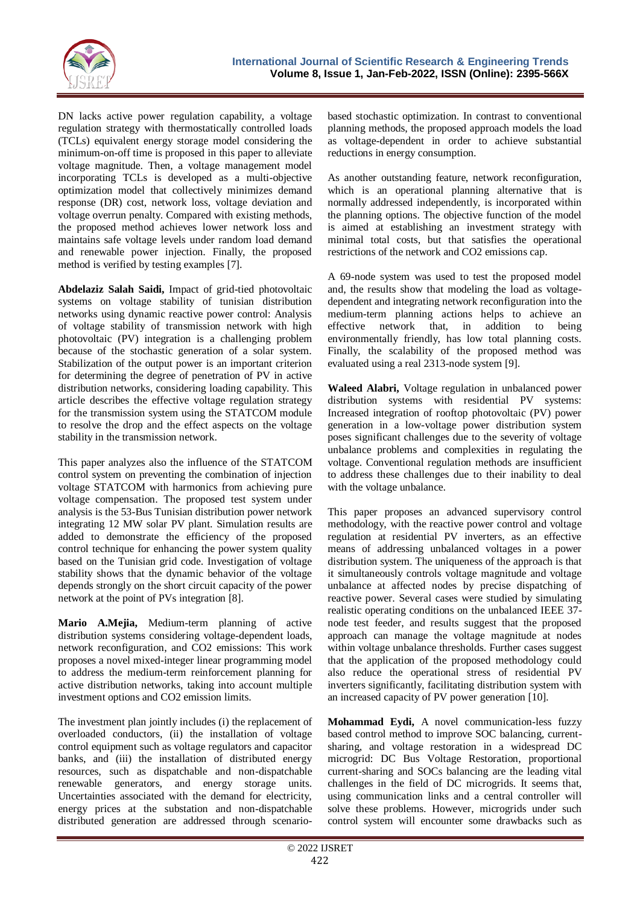DN lacks active power regulation capability, a voltage regulation strategy with thermostatically controlled loads (TCLs) equivalent energy storage model considering the minimum-on-off time is proposed in this paper to alleviate voltage magnitude. Then, a voltage management model incorporating TCLs is developed as a multi-objective optimization model that collectively minimizes demand response (DR) cost, network loss, voltage deviation and voltage overrun penalty. Compared with existing methods, the proposed method achieves lower network loss and maintains safe voltage levels under random load demand and renewable power injection. Finally, the proposed method is verified by testing examples [7].

**Abdelaziz Salah Saidi,** Impact of grid-tied photovoltaic systems on voltage stability of tunisian distribution networks using dynamic reactive power control: Analysis of voltage stability of transmission network with high photovoltaic (PV) integration is a challenging problem because of the stochastic generation of a solar system. Stabilization of the output power is an important criterion for determining the degree of penetration of PV in active distribution networks, considering loading capability. This article describes the effective voltage regulation strategy for the transmission system using the STATCOM module to resolve the drop and the effect aspects on the voltage stability in the transmission network.

This paper analyzes also the influence of the STATCOM control system on preventing the combination of injection voltage STATCOM with harmonics from achieving pure voltage compensation. The proposed test system under analysis is the 53-Bus Tunisian distribution power network integrating 12 MW solar PV plant. Simulation results are added to demonstrate the efficiency of the proposed control technique for enhancing the power system quality based on the Tunisian grid code. Investigation of voltage stability shows that the dynamic behavior of the voltage depends strongly on the short circuit capacity of the power network at the point of PVs integration [8].

**Mario A.Mejia,** Medium-term planning of active distribution systems considering voltage-dependent loads, network reconfiguration, and CO2 emissions: This work proposes a novel mixed-integer linear programming model to address the medium-term reinforcement planning for active distribution networks, taking into account multiple investment options and CO2 emission limits.

The investment plan jointly includes (i) the replacement of overloaded conductors, (ii) the installation of voltage control equipment such as voltage regulators and capacitor banks, and (iii) the installation of distributed energy resources, such as dispatchable and non-dispatchable renewable generators, and energy storage units. Uncertainties associated with the demand for electricity, energy prices at the substation and non-dispatchable distributed generation are addressed through scenario-based stochastic optimization. In contrast to conventional planning methods, the proposed approach models the load as voltage-dependent in order to achieve substantial reductions in energy consumption.

As another outstanding feature, network reconfiguration, which is an operational planning alternative that is normally addressed independently, is incorporated within the planning options. The objective function of the model is aimed at establishing an investment strategy with minimal total costs, but that satisfies the operational restrictions of the network and CO2 emissions cap.

A 69-node system was used to test the proposed model and, the results show that modeling the load as voltage-dependent and integrating network reconfiguration into the medium-term planning actions helps to achieve an effective network that, in addition to being environmentally friendly, has low total planning costs. Finally, the scalability of the proposed method was evaluated using a real 2313-node system [9].

**Waleed Alabri,** Voltage regulation in unbalanced power distribution systems with residential PV systems: Increased integration of rooftop photovoltaic (PV) power generation in a low-voltage power distribution system poses significant challenges due to the severity of voltage unbalance problems and complexities in regulating the voltage. Conventional regulation methods are insufficient to address these challenges due to their inability to deal with the voltage unbalance.

This paper proposes an advanced supervisory control methodology, with the reactive power control and voltage regulation at residential PV inverters, as an effective means of addressing unbalanced voltages in a power distribution system. The uniqueness of the approach is that it simultaneously controls voltage magnitude and voltage unbalance at affected nodes by precise dispatching of reactive power. Several cases were studied by simulating realistic operating conditions on the unbalanced IEEE 37-node test feeder, and results suggest that the proposed approach can manage the voltage magnitude at nodes within voltage unbalance thresholds. Further cases suggest that the application of the proposed methodology could also reduce the operational stress of residential PV inverters significantly, facilitating distribution system with an increased capacity of PV power generation [10].

**Mohammad Eydi,** A novel communication-less fuzzy based control method to improve SOC balancing, current-sharing, and voltage restoration in a widespread DC microgrid: DC Bus Voltage Restoration, proportional current-sharing and SOCs balancing are the leading vital challenges in the field of DC microgrids. It seems that, using communication links and a central controller will solve these problems. However, microgrids under such control system will encounter some drawbacks such as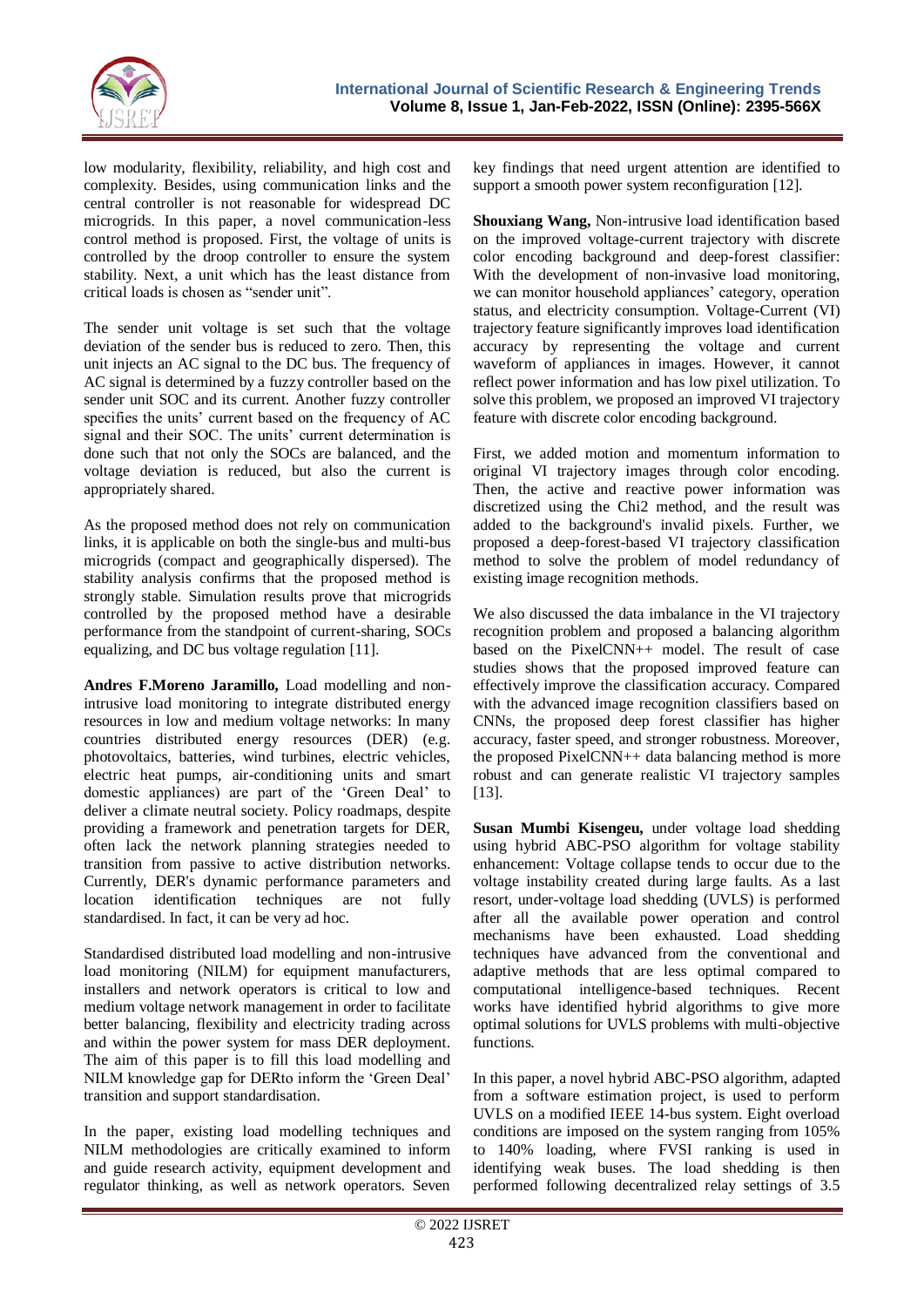low modularity, flexibility, reliability, and high cost and complexity. Besides, using communication links and the central controller is not reasonable for widespread DC microgrids. In this paper, a novel communication-less control method is proposed. First, the voltage of units is controlled by the droop controller to ensure the system stability. Next, a unit which has the least distance from critical loads is chosen as "sender unit".

The sender unit voltage is set such that the voltage deviation of the sender bus is reduced to zero. Then, this unit injects an AC signal to the DC bus. The frequency of AC signal is determined by a fuzzy controller based on the sender unit SOC and its current. Another fuzzy controller specifies the units' current based on the frequency of AC signal and their SOC. The units' current determination is done such that not only the SOCs are balanced, and the voltage deviation is reduced, but also the current is appropriately shared.

As the proposed method does not rely on communication links, it is applicable on both the single-bus and multi-bus microgrids (compact and geographically dispersed). The stability analysis confirms that the proposed method is strongly stable. Simulation results prove that microgrids controlled by the proposed method have a desirable performance from the standpoint of current-sharing, SOCs equalizing, and DC bus voltage regulation [11].

**Andres F.Moreno Jaramillo,** Load modelling and non-intrusive load monitoring to integrate distributed energy resources in low and medium voltage networks: In many countries distributed energy resources (DER) (e.g. photovoltaics, batteries, wind turbines, electric vehicles, electric heat pumps, air-conditioning units and smart domestic appliances) are part of the 'Green Deal' to deliver a climate neutral society. Policy roadmaps, despite providing a framework and penetration targets for DER, often lack the network planning strategies needed to transition from passive to active distribution networks. Currently, DER's dynamic performance parameters and location identification techniques are not fully standardised. In fact, it can be very ad hoc.

Standardised distributed load modelling and non-intrusive load monitoring (NILM) for equipment manufacturers, installers and network operators is critical to low and medium voltage network management in order to facilitate better balancing, flexibility and electricity trading across and within the power system for mass DER deployment. The aim of this paper is to fill this load modelling and NILM knowledge gap for DERto inform the 'Green Deal' transition and support standardisation.

In the paper, existing load modelling techniques and NILM methodologies are critically examined to inform and guide research activity, equipment development and regulator thinking, as well as network operators. Seven key findings that need urgent attention are identified to support a smooth power system reconfiguration [12].

**Shouxiang Wang,** Non-intrusive load identification based on the improved voltage-current trajectory with discrete color encoding background and deep-forest classifier: With the development of non-invasive load monitoring, we can monitor household appliances' category, operation status, and electricity consumption. Voltage-Current (VI) trajectory feature significantly improves load identification accuracy by representing the voltage and current waveform of appliances in images. However, it cannot reflect power information and has low pixel utilization. To solve this problem, we proposed an improved VI trajectory feature with discrete color encoding background.

First, we added motion and momentum information to original VI trajectory images through color encoding. Then, the active and reactive power information was discretized using the Chi2 method, and the result was added to the background's invalid pixels. Further, we proposed a deep-forest-based VI trajectory classification method to solve the problem of model redundancy of existing image recognition methods.

We also discussed the data imbalance in the VI trajectory recognition problem and proposed a balancing algorithm based on the PixelCNN++ model. The result of case studies shows that the proposed improved feature can effectively improve the classification accuracy. Compared with the advanced image recognition classifiers based on CNNs, the proposed deep forest classifier has higher accuracy, faster speed, and stronger robustness. Moreover, the proposed PixelCNN++ data balancing method is more robust and can generate realistic VI trajectory samples [13].

**Susan Mumbi Kisengeu,** under voltage load shedding using hybrid ABC-PSO algorithm for voltage stability enhancement: Voltage collapse tends to occur due to the voltage instability created during large faults. As a last resort, under-voltage load shedding (UVLS) is performed after all the available power operation and control mechanisms have been exhausted. Load shedding techniques have advanced from the conventional and adaptive methods that are less optimal compared to computational intelligence-based techniques. Recent works have identified hybrid algorithms to give more optimal solutions for UVLS problems with multi-objective functions.

In this paper, a novel hybrid ABC-PSO algorithm, adapted from a software estimation project, is used to perform UVLS on a modified IEEE 14-bus system. Eight overload conditions are imposed on the system ranging from 105% to 140% loading, where FVSI ranking is used in identifying weak buses. The load shedding is then performed following decentralized relay settings of 3.5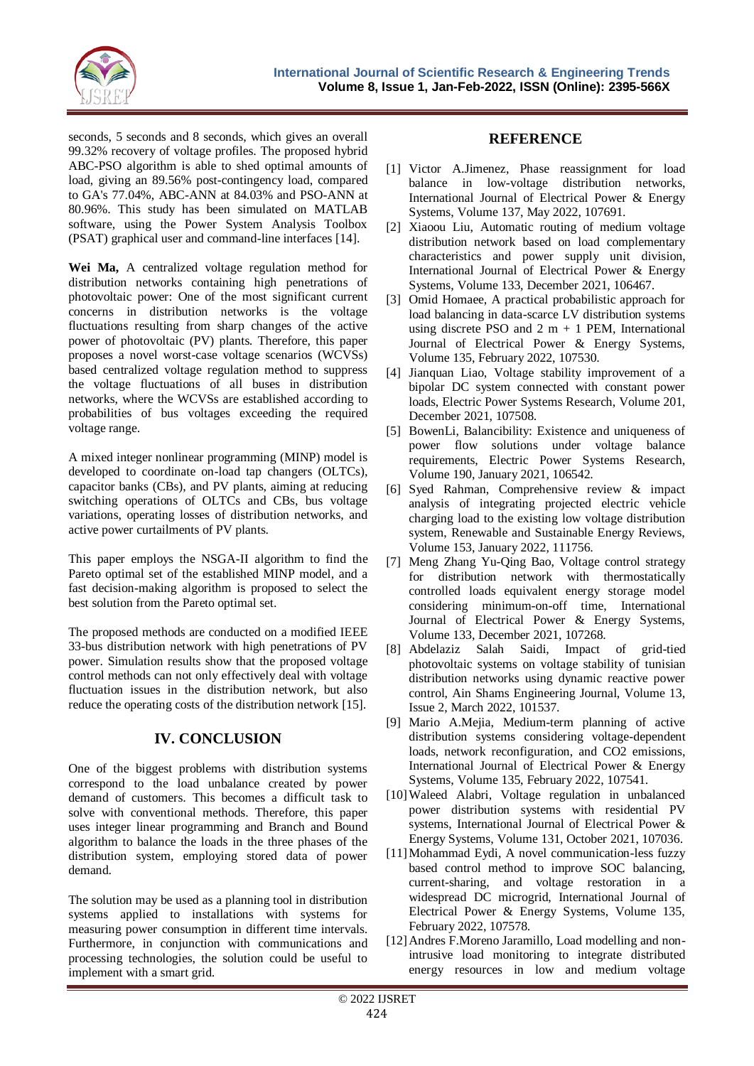seconds, 5 seconds and 8 seconds, which gives an overall 99.32% recovery of voltage profiles. The proposed hybrid ABC-PSO algorithm is able to shed optimal amounts of load, giving an 89.56% post-contingency load, compared to GA's 77.04%, ABC-ANN at 84.03% and PSO-ANN at 80.96%. This study has been simulated on MATLAB software, using the Power System Analysis Toolbox (PSAT) graphical user and command-line interfaces [14].

**Wei Ma,** A centralized voltage regulation method for distribution networks containing high penetrations of photovoltaic power: One of the most significant current concerns in distribution networks is the voltage fluctuations resulting from sharp changes of the active power of photovoltaic (PV) plants. Therefore, this paper proposes a novel worst-case voltage scenarios (WCVSs) based centralized voltage regulation method to suppress the voltage fluctuations of all buses in distribution networks, where the WCVSs are established according to probabilities of bus voltages exceeding the required voltage range.

A mixed integer nonlinear programming (MINP) model is developed to coordinate on-load tap changers (OLTCs), capacitor banks (CBs), and PV plants, aiming at reducing switching operations of OLTCs and CBs, bus voltage variations, operating losses of distribution networks, and active power curtailments of PV plants.

This paper employs the NSGA-II algorithm to find the Pareto optimal set of the established MINP model, and a fast decision-making algorithm is proposed to select the best solution from the Pareto optimal set.

The proposed methods are conducted on a modified IEEE 33-bus distribution network with high penetrations of PV power. Simulation results show that the proposed voltage control methods can not only effectively deal with voltage fluctuation issues in the distribution network, but also reduce the operating costs of the distribution network [15].

## IV. CONCLUSION

One of the biggest problems with distribution systems correspond to the load unbalance created by power demand of customers. This becomes a difficult task to solve with conventional methods. Therefore, this paper uses integer linear programming and Branch and Bound algorithm to balance the loads in the three phases of the distribution system, employing stored data of power demand.

The solution may be used as a planning tool in distribution systems applied to installations with systems for measuring power consumption in different time intervals. Furthermore, in conjunction with communications and processing technologies, the solution could be useful to implement with a smart grid.

## REFERENCE

[1] Victor A.Jimenez, Phase reassignment for load balance in low-voltage distribution networks, International Journal of Electrical Power & Energy Systems, Volume 137, May 2022, 107691.

[2] Xiaoou Liu, Automatic routing of medium voltage distribution network based on load complementary characteristics and power supply unit division, International Journal of Electrical Power & Energy Systems, Volume 133, December 2021, 106467.

[3] Omid Homaee, A practical probabilistic approach for load balancing in data-scarce LV distribution systems using discrete PSO and 2 m + 1 PEM, International Journal of Electrical Power & Energy Systems, Volume 135, February 2022, 107530.

[4] Jianquan Liao, Voltage stability improvement of a bipolar DC system connected with constant power loads, Electric Power Systems Research, Volume 201, December 2021, 107508.

[5] BowenLi, Balancibility: Existence and uniqueness of power flow solutions under voltage balance requirements, Electric Power Systems Research, Volume 190, January 2021, 106542.

[6] Syed Rahman, Comprehensive review & impact analysis of integrating projected electric vehicle charging load to the existing low voltage distribution system, Renewable and Sustainable Energy Reviews, Volume 153, January 2022, 111756.

[7] Meng Zhang Yu-Qing Bao, Voltage control strategy for distribution network with thermostatically controlled loads equivalent energy storage model considering minimum-on-off time, International Journal of Electrical Power & Energy Systems, Volume 133, December 2021, 107268.

[8] Abdelaziz Salah Saidi, Impact of grid-tied photovoltaic systems on voltage stability of tunisian distribution networks using dynamic reactive power control, Ain Shams Engineering Journal, Volume 13, Issue 2, March 2022, 101537.

[9] Mario A.Mejia, Medium-term planning of active distribution systems considering voltage-dependent loads, network reconfiguration, and CO2 emissions, International Journal of Electrical Power & Energy Systems, Volume 135, February 2022, 107541.

[10] Waleed Alabri, Voltage regulation in unbalanced power distribution systems with residential PV systems, International Journal of Electrical Power & Energy Systems, Volume 131, October 2021, 107036.

[11] Mohammad Eydi, A novel communication-less fuzzy based control method to improve SOC balancing, current-sharing, and voltage restoration in a widespread DC microgrid, International Journal of Electrical Power & Energy Systems, Volume 135, February 2022, 107578.

[12] Andres F.Moreno Jaramillo, Load modelling and non-intrusive load monitoring to integrate distributed energy resources in low and medium voltage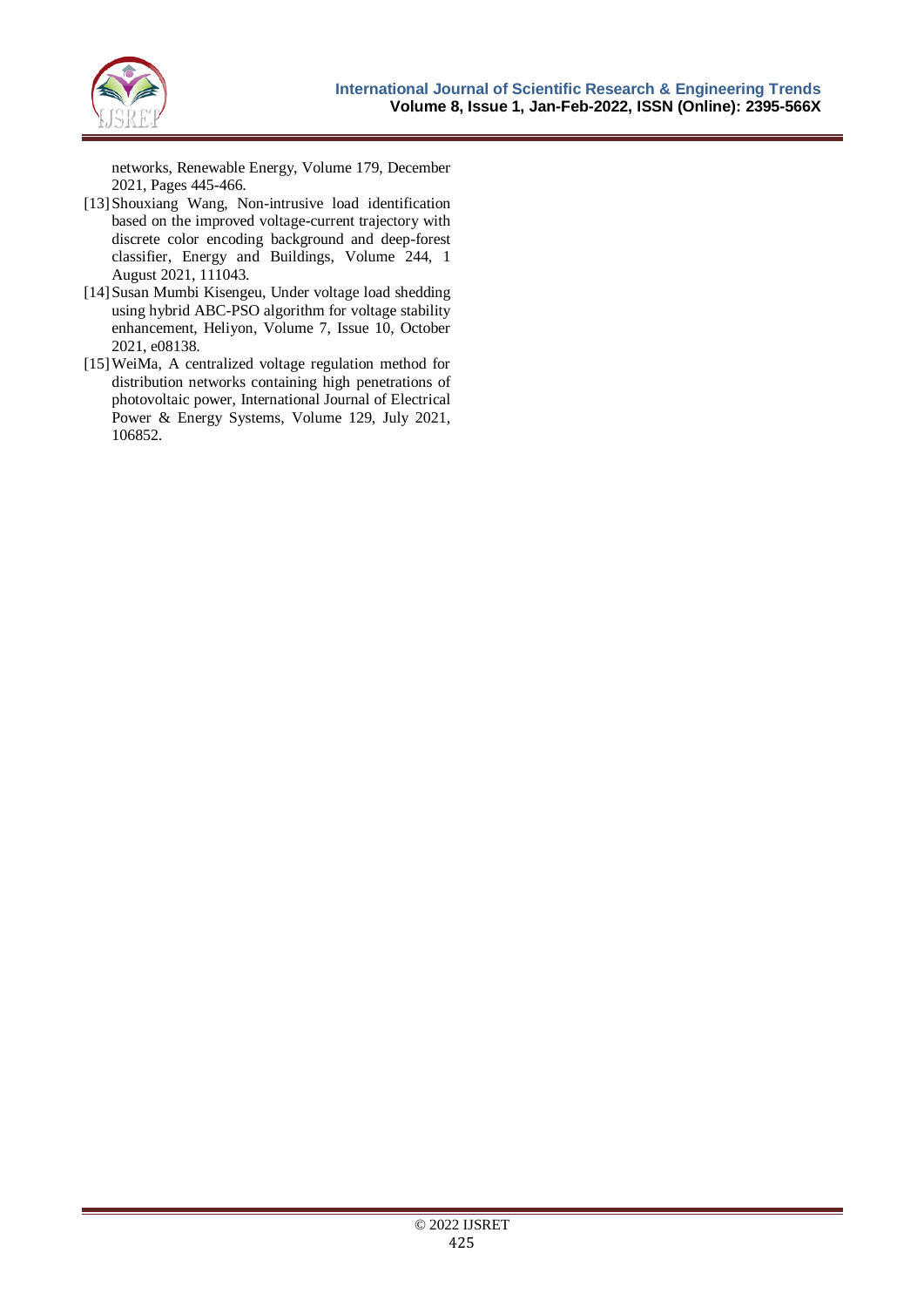networks, Renewable Energy, Volume 179, December 2021, Pages 445-466.

[13] Shouxiang Wang, Non-intrusive load identification based on the improved voltage-current trajectory with discrete color encoding background and deep-forest classifier, Energy and Buildings, Volume 244, 1 August 2021, 111043.

[14] Susan Mumbi Kisengeu, Under voltage load shedding using hybrid ABC-PSO algorithm for voltage stability enhancement, Heliyon, Volume 7, Issue 10, October 2021, e08138.

[15] WeiMa, A centralized voltage regulation method for distribution networks containing high penetrations of photovoltaic power, International Journal of Electrical Power & Energy Systems, Volume 129, July 2021, 106852.